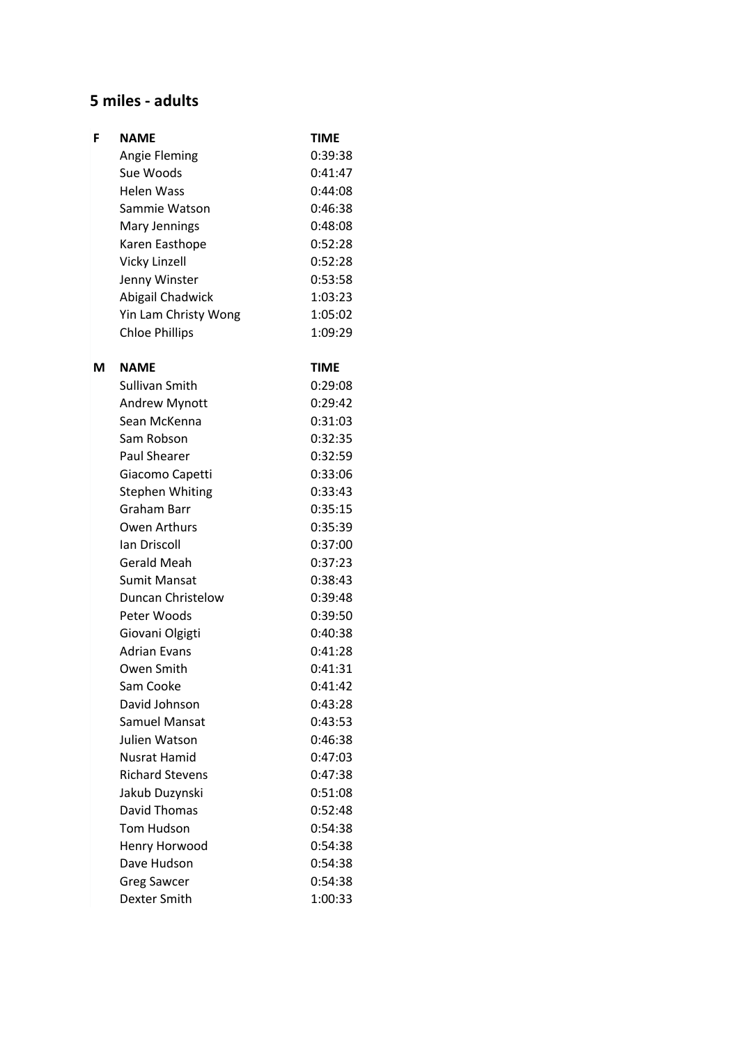## 5 miles - adults

| F | NAME | TIME |
| --- | --- | --- |
| | Angie Fleming | 0:39:38 |
| | Sue Woods | 0:41:47 |
| | Helen Wass | 0:44:08 |
| | Sammie Watson | 0:46:38 |
| | Mary Jennings | 0:48:08 |
| | Karen Easthope | 0:52:28 |
| | Vicky Linzell | 0:52:28 |
| | Jenny Winster | 0:53:58 |
| | Abigail Chadwick | 1:03:23 |
| | Yin Lam Christy Wong | 1:05:02 |
| | Chloe Phillips | 1:09:29 |

| M | NAME | TIME |
| --- | --- | --- |
| | Sullivan Smith | 0:29:08 |
| | Andrew Mynott | 0:29:42 |
| | Sean McKenna | 0:31:03 |
| | Sam Robson | 0:32:35 |
| | Paul Shearer | 0:32:59 |
| | Giacomo Capetti | 0:33:06 |
| | Stephen Whiting | 0:33:43 |
| | Graham Barr | 0:35:15 |
| | Owen Arthurs | 0:35:39 |
| | Ian Driscoll | 0:37:00 |
| | Gerald Meah | 0:37:23 |
| | Sumit Mansat | 0:38:43 |
| | Duncan Christelow | 0:39:48 |
| | Peter Woods | 0:39:50 |
| | Giovani Olgigti | 0:40:38 |
| | Adrian Evans | 0:41:28 |
| | Owen Smith | 0:41:31 |
| | Sam Cooke | 0:41:42 |
| | David Johnson | 0:43:28 |
| | Samuel Mansat | 0:43:53 |
| | Julien Watson | 0:46:38 |
| | Nusrat Hamid | 0:47:03 |
| | Richard Stevens | 0:47:38 |
| | Jakub Duzynski | 0:51:08 |
| | David Thomas | 0:52:48 |
| | Tom Hudson | 0:54:38 |
| | Henry Horwood | 0:54:38 |
| | Dave Hudson | 0:54:38 |
| | Greg Sawcer | 0:54:38 |
| | Dexter Smith | 1:00:33 |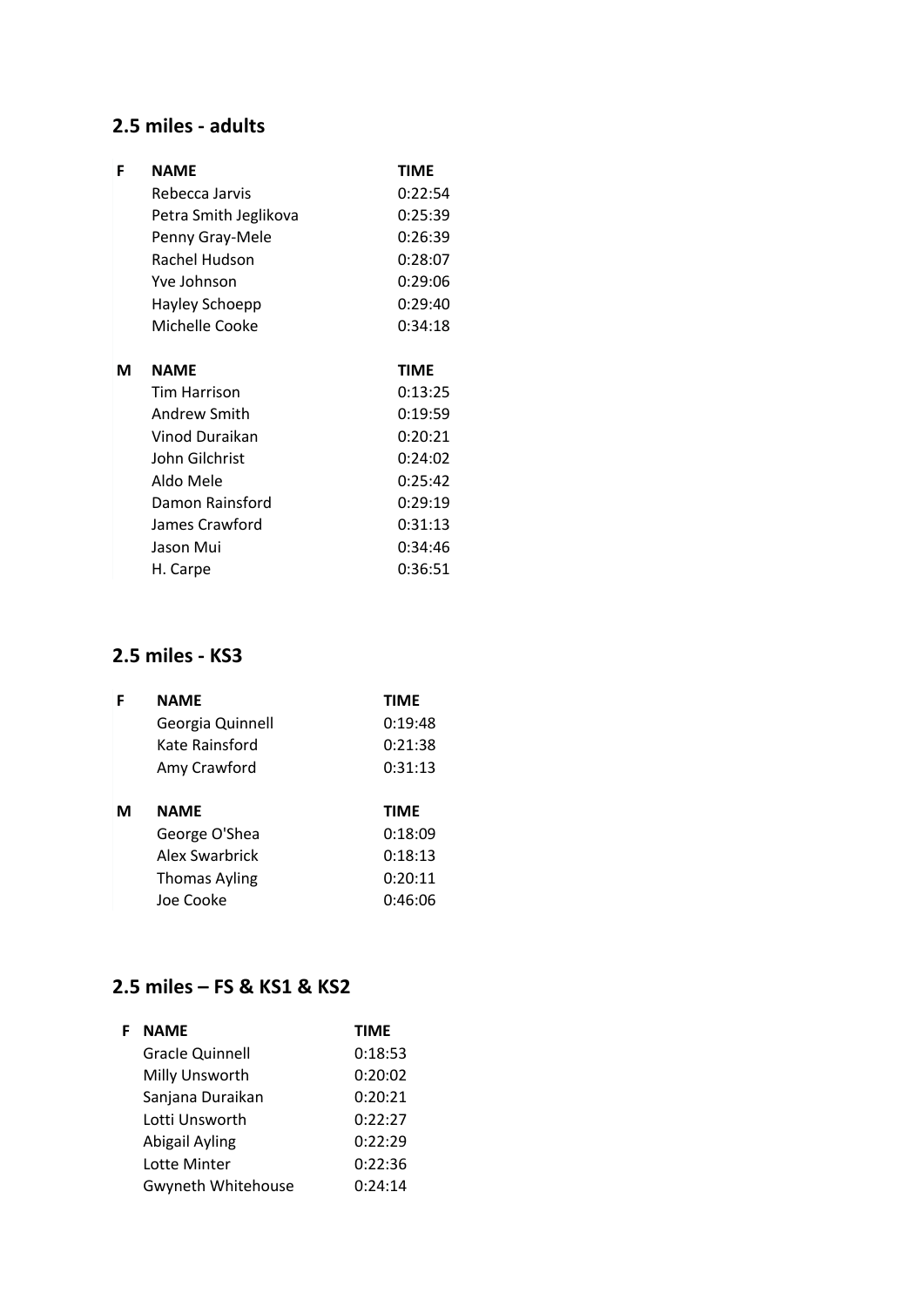## 2.5 miles - adults

| F | NAME | TIME |
|---|---|---|
| | Rebecca Jarvis | 0:22:54 |
| | Petra Smith Jeglikova | 0:25:39 |
| | Penny Gray-Mele | 0:26:39 |
| | Rachel Hudson | 0:28:07 |
| | Yve Johnson | 0:29:06 |
| | Hayley Schoepp | 0:29:40 |
| | Michelle Cooke | 0:34:18 |

| M | NAME | TIME |
|---|---|---|
| | Tim Harrison | 0:13:25 |
| | Andrew Smith | 0:19:59 |
| | Vinod Duraikan | 0:20:21 |
| | John Gilchrist | 0:24:02 |
| | Aldo Mele | 0:25:42 |
| | Damon Rainsford | 0:29:19 |
| | James Crawford | 0:31:13 |
| | Jason Mui | 0:34:46 |
| | H. Carpe | 0:36:51 |

## 2.5 miles - KS3

| F | NAME | TIME |
|---|---|---|
| | Georgia Quinnell | 0:19:48 |
| | Kate Rainsford | 0:21:38 |
| | Amy Crawford | 0:31:13 |

| M | NAME | TIME |
|---|---|---|
| | George O'Shea | 0:18:09 |
| | Alex Swarbrick | 0:18:13 |
| | Thomas Ayling | 0:20:11 |
| | Joe Cooke | 0:46:06 |

## 2.5 miles – FS & KS1 & KS2

| F | NAME | TIME |
|---|---|---|
| | GracIe Quinnell | 0:18:53 |
| | Milly Unsworth | 0:20:02 |
| | Sanjana Duraikan | 0:20:21 |
| | Lotti Unsworth | 0:22:27 |
| | Abigail Ayling | 0:22:29 |
| | Lotte Minter | 0:22:36 |
| | Gwyneth Whitehouse | 0:24:14 |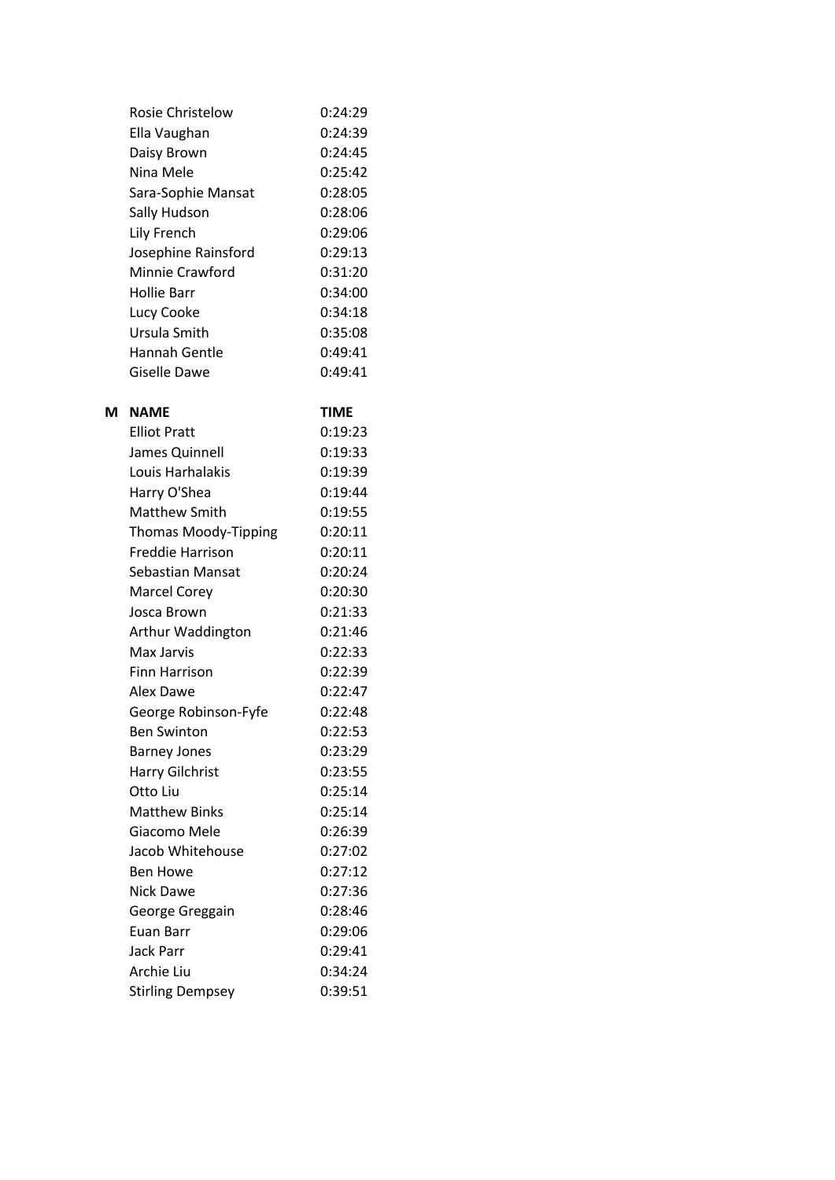| | NAME | TIME |
|---|---|---|
| | Rosie Christelow | 0:24:29 |
| | Ella Vaughan | 0:24:39 |
| | Daisy Brown | 0:24:45 |
| | Nina Mele | 0:25:42 |
| | Sara-Sophie Mansat | 0:28:05 |
| | Sally Hudson | 0:28:06 |
| | Lily French | 0:29:06 |
| | Josephine Rainsford | 0:29:13 |
| | Minnie Crawford | 0:31:20 |
| | Hollie Barr | 0:34:00 |
| | Lucy Cooke | 0:34:18 |
| | Ursula Smith | 0:35:08 |
| | Hannah Gentle | 0:49:41 |
| | Giselle Dawe | 0:49:41 |

| M | NAME | TIME |
|---|---|---|
| | Elliot Pratt | 0:19:23 |
| | James Quinnell | 0:19:33 |
| | Louis Harhalakis | 0:19:39 |
| | Harry O'Shea | 0:19:44 |
| | Matthew Smith | 0:19:55 |
| | Thomas Moody-Tipping | 0:20:11 |
| | Freddie Harrison | 0:20:11 |
| | Sebastian Mansat | 0:20:24 |
| | Marcel Corey | 0:20:30 |
| | Josca Brown | 0:21:33 |
| | Arthur Waddington | 0:21:46 |
| | Max Jarvis | 0:22:33 |
| | Finn Harrison | 0:22:39 |
| | Alex Dawe | 0:22:47 |
| | George Robinson-Fyfe | 0:22:48 |
| | Ben Swinton | 0:22:53 |
| | Barney Jones | 0:23:29 |
| | Harry Gilchrist | 0:23:55 |
| | Otto Liu | 0:25:14 |
| | Matthew Binks | 0:25:14 |
| | Giacomo Mele | 0:26:39 |
| | Jacob Whitehouse | 0:27:02 |
| | Ben Howe | 0:27:12 |
| | Nick Dawe | 0:27:36 |
| | George Greggain | 0:28:46 |
| | Euan Barr | 0:29:06 |
| | Jack Parr | 0:29:41 |
| | Archie Liu | 0:34:24 |
| | Stirling Dempsey | 0:39:51 |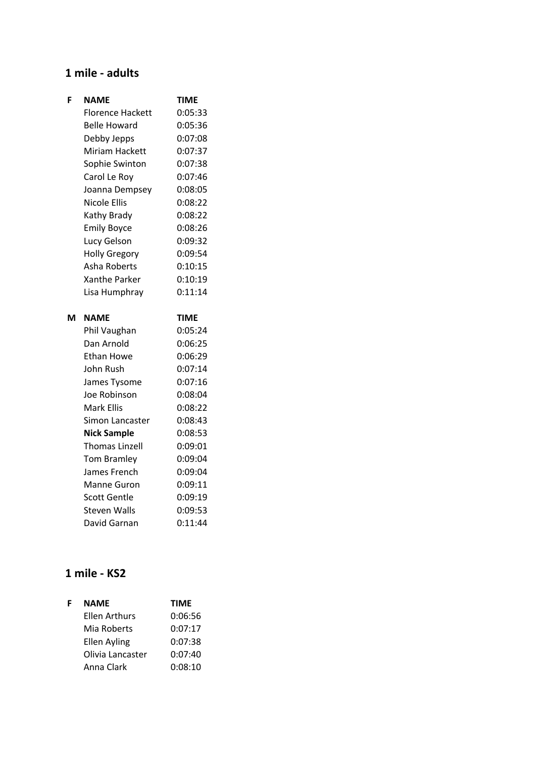## 1 mile - adults

| F | NAME | TIME |
|---|---|---|
| | Florence Hackett | 0:05:33 |
| | Belle Howard | 0:05:36 |
| | Debby Jepps | 0:07:08 |
| | Miriam Hackett | 0:07:37 |
| | Sophie Swinton | 0:07:38 |
| | Carol Le Roy | 0:07:46 |
| | Joanna Dempsey | 0:08:05 |
| | Nicole Ellis | 0:08:22 |
| | Kathy Brady | 0:08:22 |
| | Emily Boyce | 0:08:26 |
| | Lucy Gelson | 0:09:32 |
| | Holly Gregory | 0:09:54 |
| | Asha Roberts | 0:10:15 |
| | Xanthe Parker | 0:10:19 |
| | Lisa Humphray | 0:11:14 |

| M | NAME | TIME |
|---|---|---|
| | Phil Vaughan | 0:05:24 |
| | Dan Arnold | 0:06:25 |
| | Ethan Howe | 0:06:29 |
| | John Rush | 0:07:14 |
| | James Tysome | 0:07:16 |
| | Joe Robinson | 0:08:04 |
| | Mark Ellis | 0:08:22 |
| | Simon Lancaster | 0:08:43 |
| | **Nick Sample** | 0:08:53 |
| | Thomas Linzell | 0:09:01 |
| | Tom Bramley | 0:09:04 |
| | James French | 0:09:04 |
| | Manne Guron | 0:09:11 |
| | Scott Gentle | 0:09:19 |
| | Steven Walls | 0:09:53 |
| | David Garnan | 0:11:44 |

## 1 mile - KS2

| F | NAME | TIME |
|---|---|---|
| | Ellen Arthurs | 0:06:56 |
| | Mia Roberts | 0:07:17 |
| | Ellen Ayling | 0:07:38 |
| | Olivia Lancaster | 0:07:40 |
| | Anna Clark | 0:08:10 |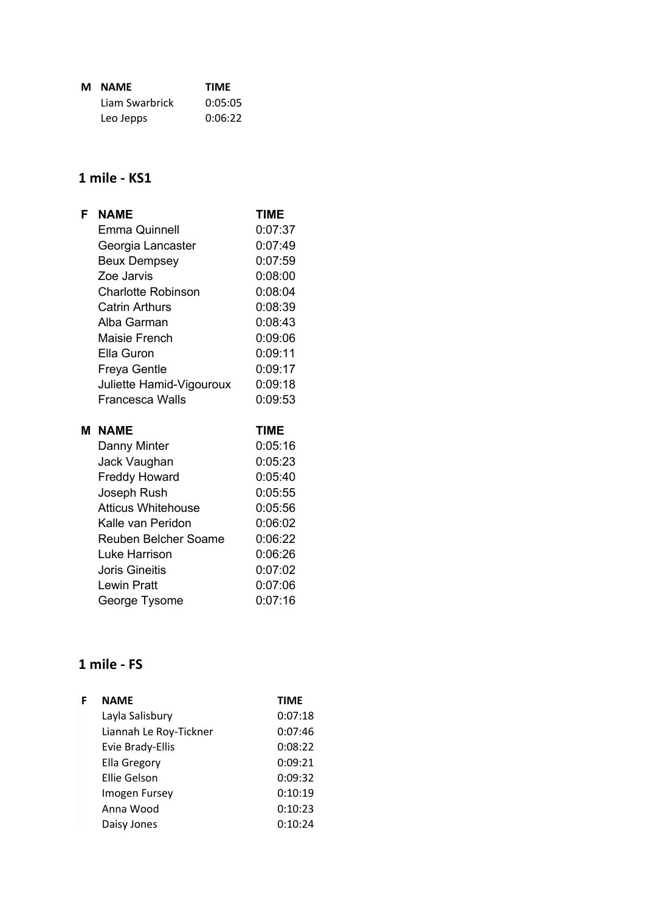| M | NAME | TIME |
|---|---|---|
| | Liam Swarbrick | 0:05:05 |
| | Leo Jepps | 0:06:22 |

## 1 mile - KS1

| F | NAME | TIME |
|---|---|---|
| | Emma Quinnell | 0:07:37 |
| | Georgia Lancaster | 0:07:49 |
| | Beux Dempsey | 0:07:59 |
| | Zoe Jarvis | 0:08:00 |
| | Charlotte Robinson | 0:08:04 |
| | Catrin Arthurs | 0:08:39 |
| | Alba Garman | 0:08:43 |
| | Maisie French | 0:09:06 |
| | Ella Guron | 0:09:11 |
| | Freya Gentle | 0:09:17 |
| | Juliette Hamid-Vigouroux | 0:09:18 |
| | Francesca Walls | 0:09:53 |

| M | NAME | TIME |
|---|---|---|
| | Danny Minter | 0:05:16 |
| | Jack Vaughan | 0:05:23 |
| | Freddy Howard | 0:05:40 |
| | Joseph Rush | 0:05:55 |
| | Atticus Whitehouse | 0:05:56 |
| | Kalle van Peridon | 0:06:02 |
| | Reuben Belcher Soame | 0:06:22 |
| | Luke Harrison | 0:06:26 |
| | Joris Gineitis | 0:07:02 |
| | Lewin Pratt | 0:07:06 |
| | George Tysome | 0:07:16 |

## 1 mile - FS

| F | NAME | TIME |
|---|---|---|
| | Layla Salisbury | 0:07:18 |
| | Liannah Le Roy-Tickner | 0:07:46 |
| | Evie Brady-Ellis | 0:08:22 |
| | Ella Gregory | 0:09:21 |
| | Ellie Gelson | 0:09:32 |
| | Imogen Fursey | 0:10:19 |
| | Anna Wood | 0:10:23 |
| | Daisy Jones | 0:10:24 |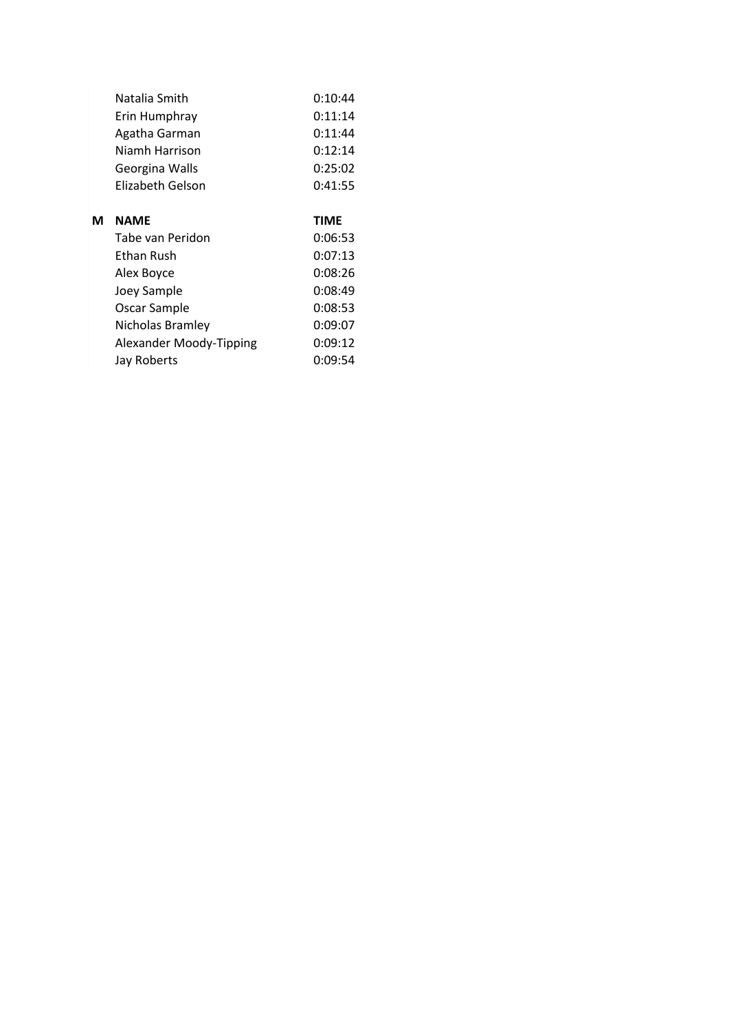| | | |
|---|---|---|
| | Natalia Smith | 0:10:44 |
| | Erin Humphray | 0:11:14 |
| | Agatha Garman | 0:11:44 |
| | Niamh Harrison | 0:12:14 |
| | Georgina Walls | 0:25:02 |
| | Elizabeth Gelson | 0:41:55 |

| M | NAME | TIME |
|---|---|---|
| | Tabe van Peridon | 0:06:53 |
| | Ethan Rush | 0:07:13 |
| | Alex Boyce | 0:08:26 |
| | Joey Sample | 0:08:49 |
| | Oscar Sample | 0:08:53 |
| | Nicholas Bramley | 0:09:07 |
| | Alexander Moody-Tipping | 0:09:12 |
| | Jay Roberts | 0:09:54 |